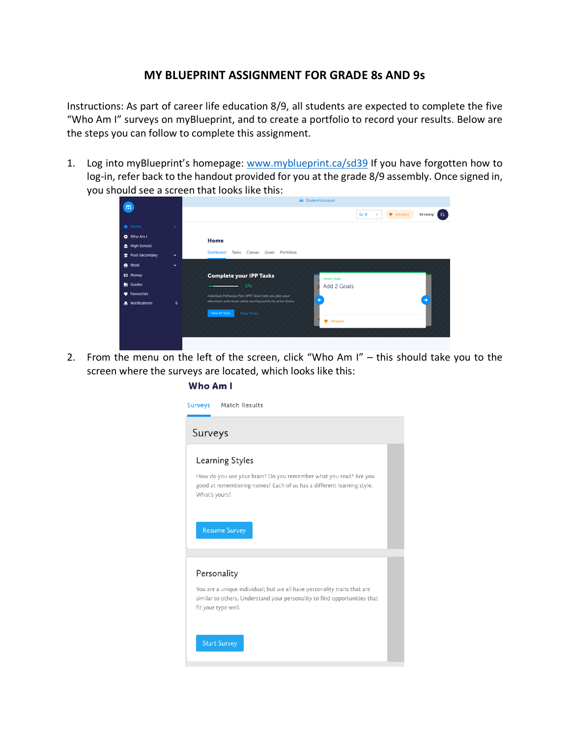# MY BLUEPRINT ASSIGNMENT FOR GRADE 8s AND 9s

Instructions: As part of career life education 8/9, all students are expected to complete the five "Who Am I" surveys on myBlueprint, and to create a portfolio to record your results. Below are the steps you can follow to complete this assignment.

1. Log into myBlueprint's homepage: [www.myblueprint.ca/sd39](http://www.myblueprint.ca/sd39) If you have forgotten how to log-in, refer back to the handout provided for you at the grade 8/9 assembly. Once signed in, you should see a screen that looks like this:

2. From the menu on the left of the screen, click "Who Am I" – this should take you to the screen where the surveys are located, which looks like this: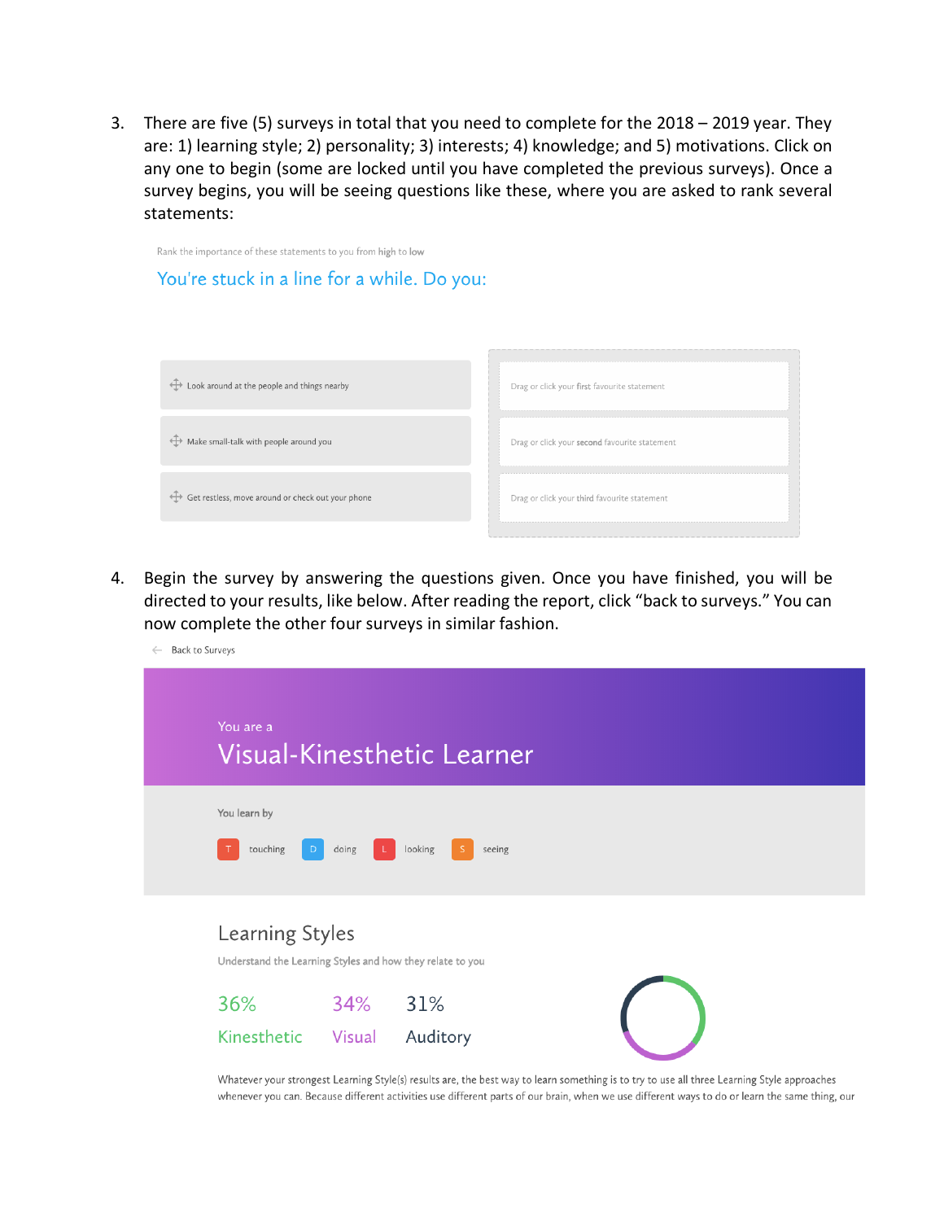3. There are five (5) surveys in total that you need to complete for the 2018 – 2019 year. They are: 1) learning style; 2) personality; 3) interests; 4) knowledge; and 5) motivations. Click on any one to begin (some are locked until you have completed the previous surveys). Once a survey begins, you will be seeing questions like these, where you are asked to rank several statements:

Rank the importance of these statements to you from high to low

You're stuck in a line for a while. Do you:

| | |
|---|---|
| Look around at the people and things nearby | Drag or click your first favourite statement |
| Make small-talk with people around you | Drag or click your second favourite statement |
| Get restless, move around or check out your phone | Drag or click your third favourite statement |

4. Begin the survey by answering the questions given. Once you have finished, you will be directed to your results, like below. After reading the report, click "back to surveys." You can now complete the other four surveys in similar fashion.

← Back to Surveys

You are a

Visual-Kinesthetic Learner

You learn by

T touching D doing L looking S seeing

Learning Styles

Understand the Learning Styles and how they relate to you

| 36% | 34% | 31% |
|---|---|---|
| Kinesthetic | Visual | Auditory |

Whatever your strongest Learning Style(s) results are, the best way to learn something is to try to use all three Learning Style approaches whenever you can. Because different activities use different parts of our brain, when we use different ways to do or learn the same thing, our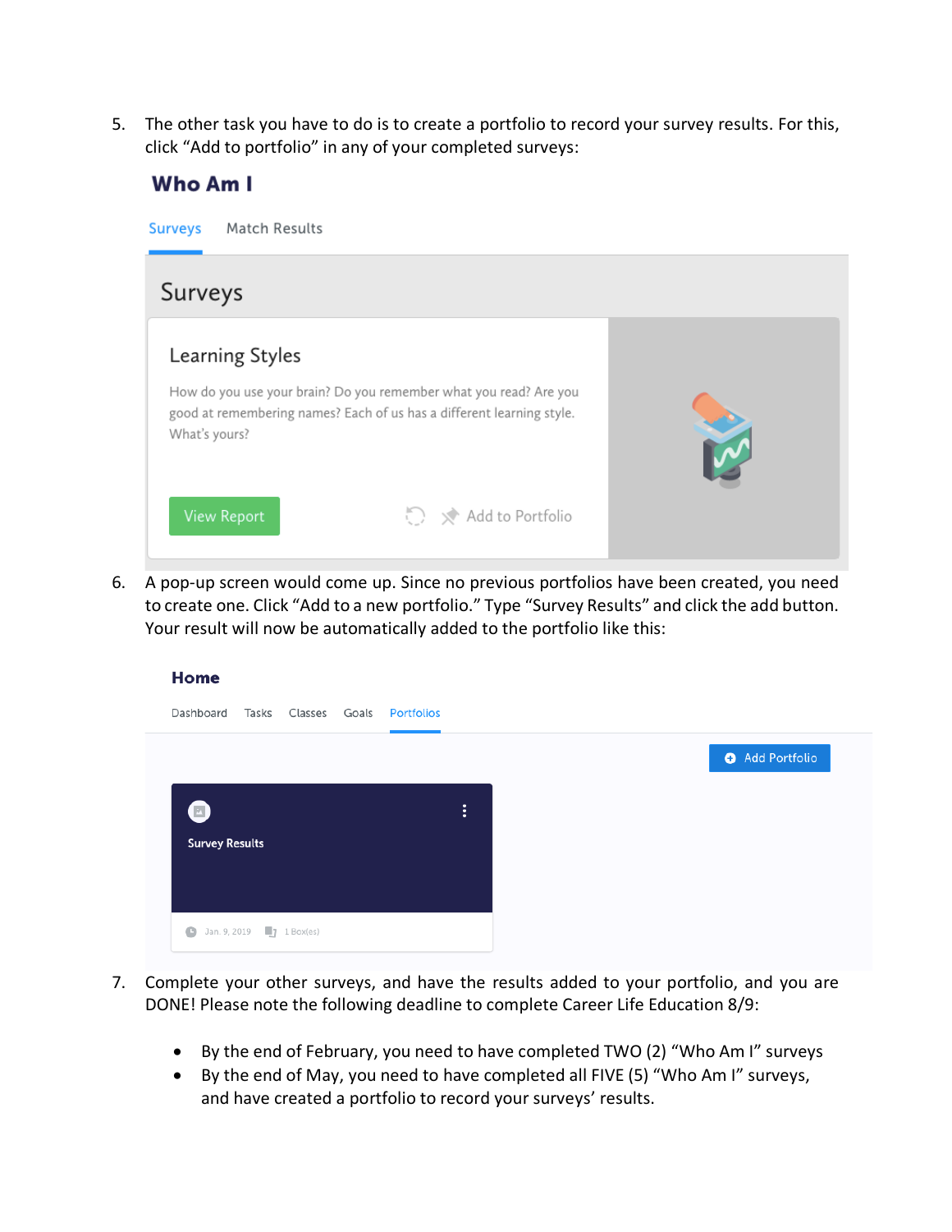5. The other task you have to do is to create a portfolio to record your survey results. For this, click “Add to portfolio” in any of your completed surveys:

Who Am I

Surveys Match Results

Surveys

Learning Styles

How do you use your brain? Do you remember what you read? Are you good at remembering names? Each of us has a different learning style. What's yours?

View Report Add to Portfolio

6. A pop-up screen would come up. Since no previous portfolios have been created, you need to create one. Click “Add to a new portfolio.” Type “Survey Results” and click the add button. Your result will now be automatically added to the portfolio like this:

Home

Dashboard Tasks Classes Goals Portfolios

Add Portfolio

Survey Results

Jan. 9, 2019 1 Box(es)

7. Complete your other surveys, and have the results added to your portfolio, and you are DONE! Please note the following deadline to complete Career Life Education 8/9:

- By the end of February, you need to have completed TWO (2) “Who Am I” surveys
- By the end of May, you need to have completed all FIVE (5) “Who Am I” surveys, and have created a portfolio to record your surveys’ results.